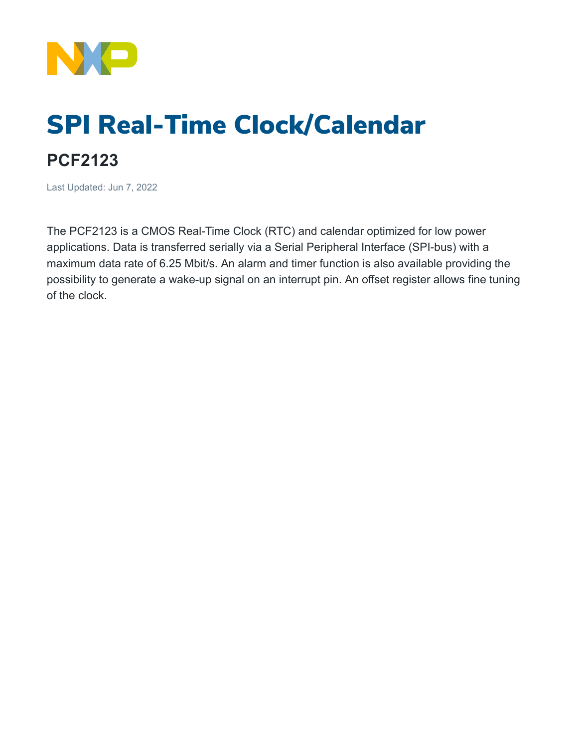# SPI Real-Time Clock/Calendar

## PCF2123

Last Updated: Jun 7, 2022

The PCF2123 is a CMOS Real-Time Clock (RTC) and calendar optimized for low power applications. Data is transferred serially via a Serial Peripheral Interface (SPI-bus) with a maximum data rate of 6.25 Mbit/s. An alarm and timer function is also available providing the possibility to generate a wake-up signal on an interrupt pin. An offset register allows fine tuning of the clock.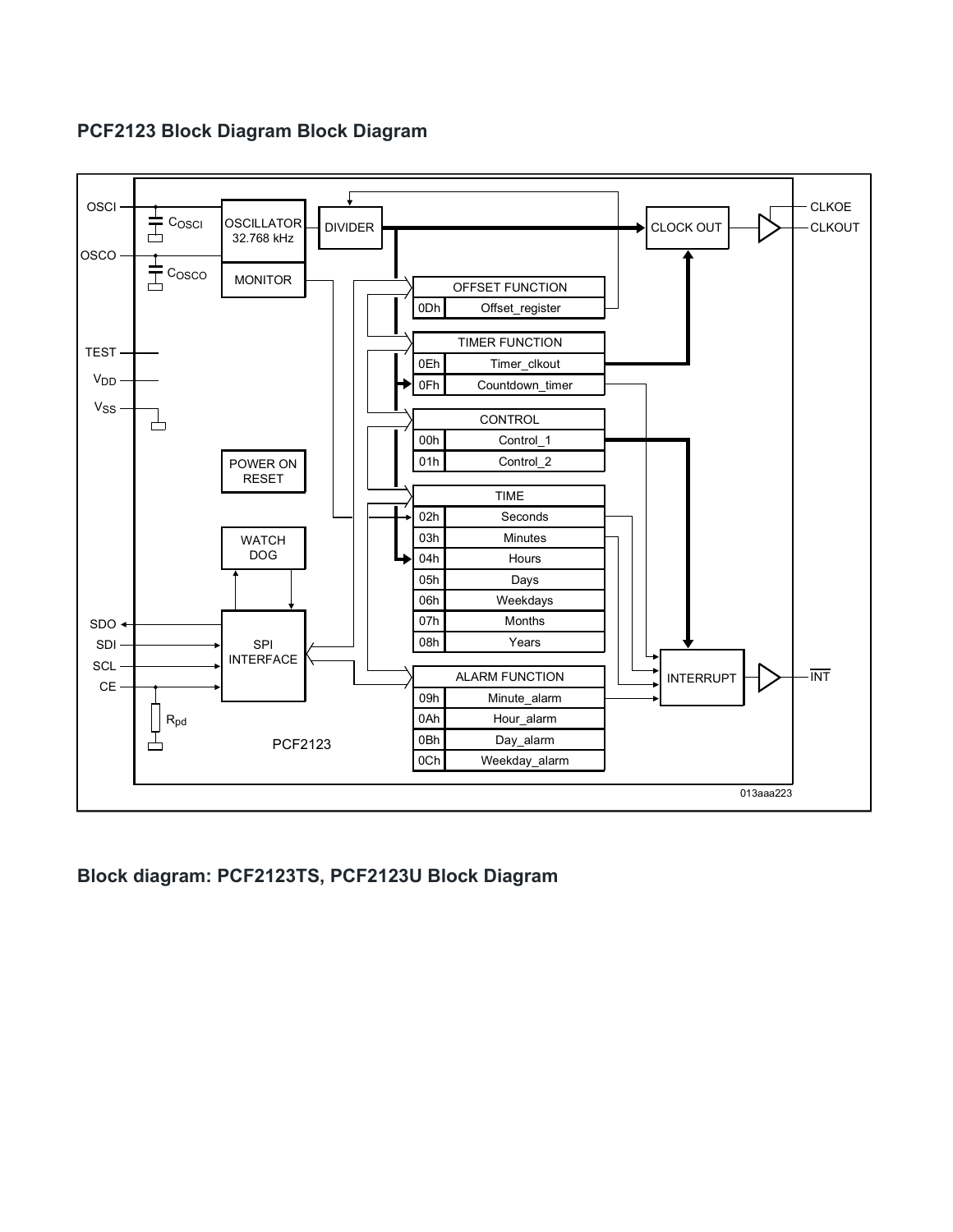## PCF2123 Block Diagram Block Diagram

## Block diagram: PCF2123TS, PCF2123U Block Diagram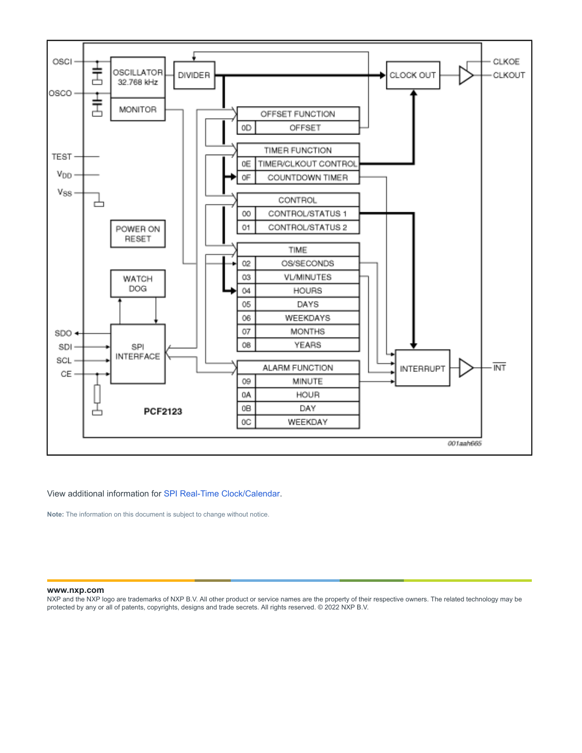OSCI
OSCO
OSCILLATOR 32.768 kHz
MONITOR
DIVIDER
CLOCK OUT
CLKOE
CLKOUT
OFFSET FUNCTION
0D OFFSET
TIMER FUNCTION
0E TIMER/CLKOUT CONTROL
0F COUNTDOWN TIMER
TEST
$V_{DD}$
$V_{SS}$
CONTROL
00 CONTROL/STATUS 1
01 CONTROL/STATUS 2
POWER ON RESET
TIME
02 OS/SECONDS
03 VL/MINUTES
04 HOURS
05 DAYS
06 WEEKDAYS
07 MONTHS
08 YEARS
WATCH DOG
SDO
SDI
SCL
CE
SPI INTERFACE
INTERRUPT
INT
ALARM FUNCTION
09 MINUTE
0A HOUR
0B DAY
0C WEEKDAY
PCF2123
001aah665

View additional information for SPI Real-Time Clock/Calendar.

**Note:** The information on this document is subject to change without notice.

**www.nxp.com**

NXP and the NXP logo are trademarks of NXP B.V. All other product or service names are the property of their respective owners. The related technology may be protected by any or all of patents, copyrights, designs and trade secrets. All rights reserved. © 2022 NXP B.V.